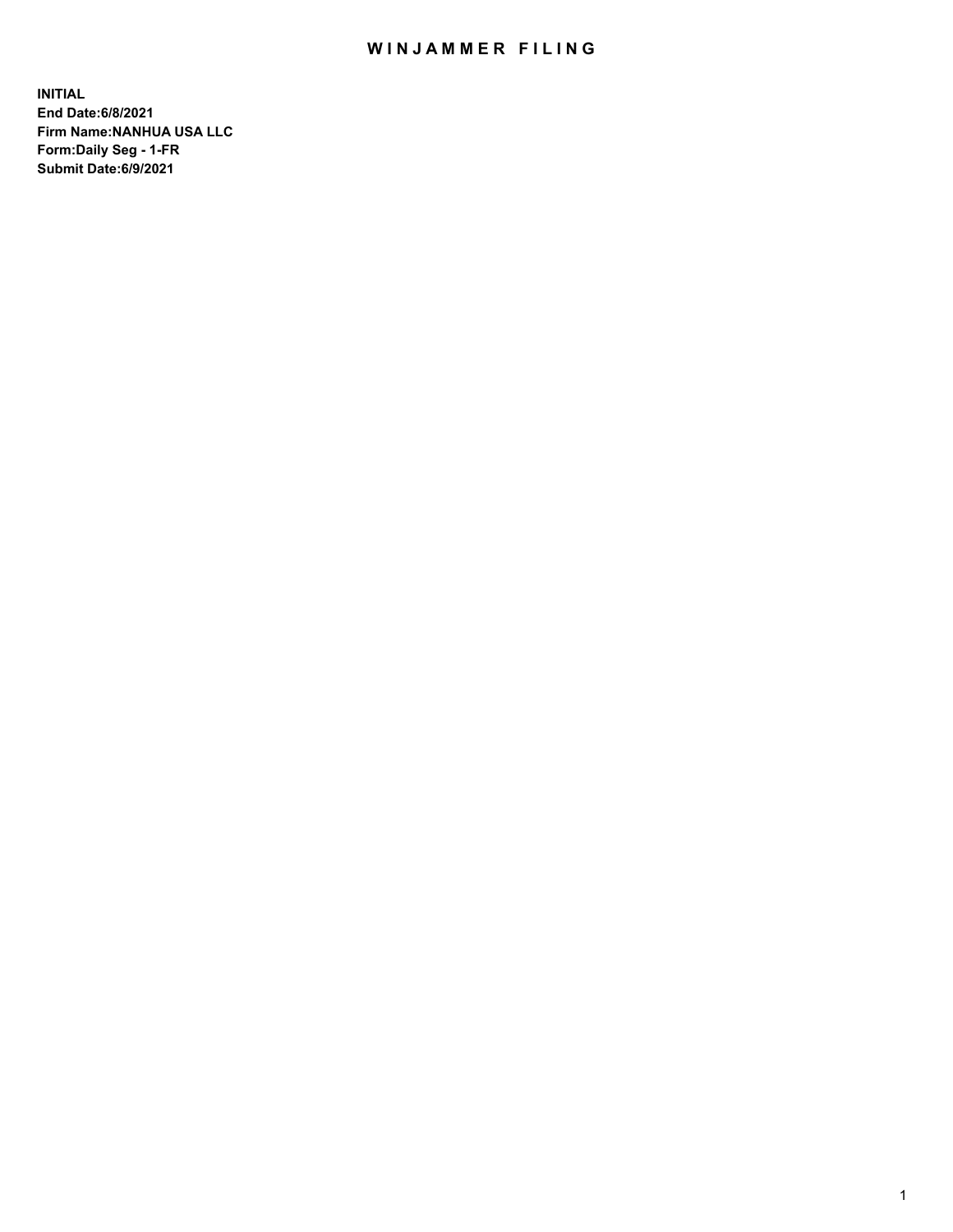# WINJAMMER FILING

**INITIAL**
**End Date:6/8/2021**
**Firm Name:NANHUA USA LLC**
**Form:Daily Seg - 1-FR**
**Submit Date:6/9/2021**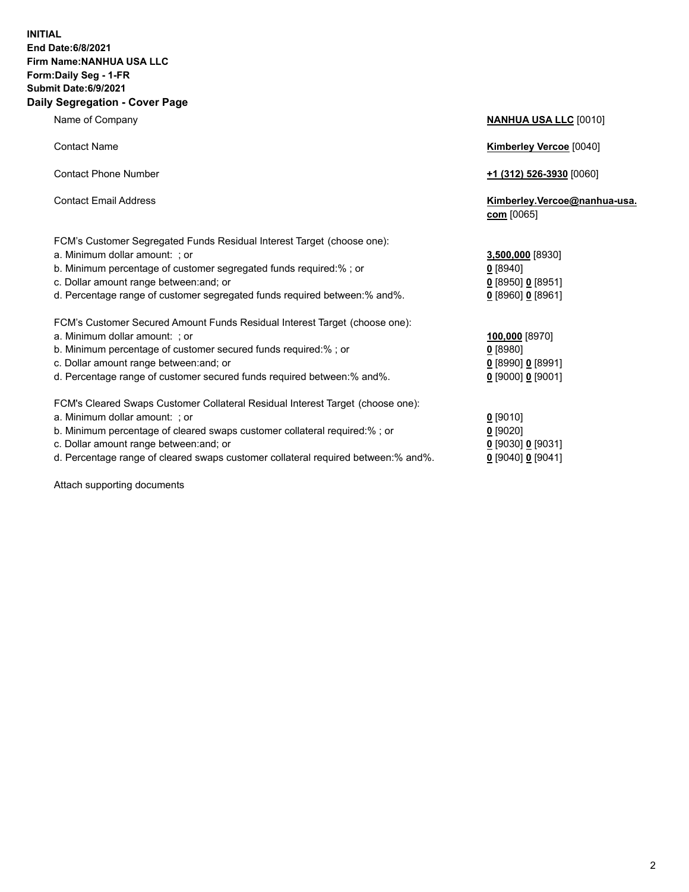**INITIAL**
**End Date:6/8/2021**
**Firm Name:NANHUA USA LLC**
**Form:Daily Seg - 1-FR**
**Submit Date:6/9/2021**

## Daily Segregation - Cover Page

| | |
|---|---|
| Name of Company | **NANHUA USA LLC** [0010] |
| Contact Name | **Kimberley Vercoe** [0040] |
| Contact Phone Number | **+1 (312) 526-3930** [0060] |
| Contact Email Address | **Kimberley.Vercoe@nanhua-usa.com** [0065] |
| FCM's Customer Segregated Funds Residual Interest Target (choose one): | |
| a. Minimum dollar amount: ; or | **3,500,000** [8930] |
| b. Minimum percentage of customer segregated funds required:% ; or | **0** [8940] |
| c. Dollar amount range between:and; or | **0** [8950] **0** [8951] |
| d. Percentage range of customer segregated funds required between:% and%. | **0** [8960] **0** [8961] |
| FCM's Customer Secured Amount Funds Residual Interest Target (choose one): | |
| a. Minimum dollar amount: ; or | **100,000** [8970] |
| b. Minimum percentage of customer secured funds required:% ; or | **0** [8980] |
| c. Dollar amount range between:and; or | **0** [8990] **0** [8991] |
| d. Percentage range of customer secured funds required between:% and%. | **0** [9000] **0** [9001] |
| FCM's Cleared Swaps Customer Collateral Residual Interest Target (choose one): | |
| a. Minimum dollar amount: ; or | **0** [9010] |
| b. Minimum percentage of cleared swaps customer collateral required:% ; or | **0** [9020] |
| c. Dollar amount range between:and; or | **0** [9030] **0** [9031] |
| d. Percentage range of cleared swaps customer collateral required between:% and%. | **0** [9040] **0** [9041] |

Attach supporting documents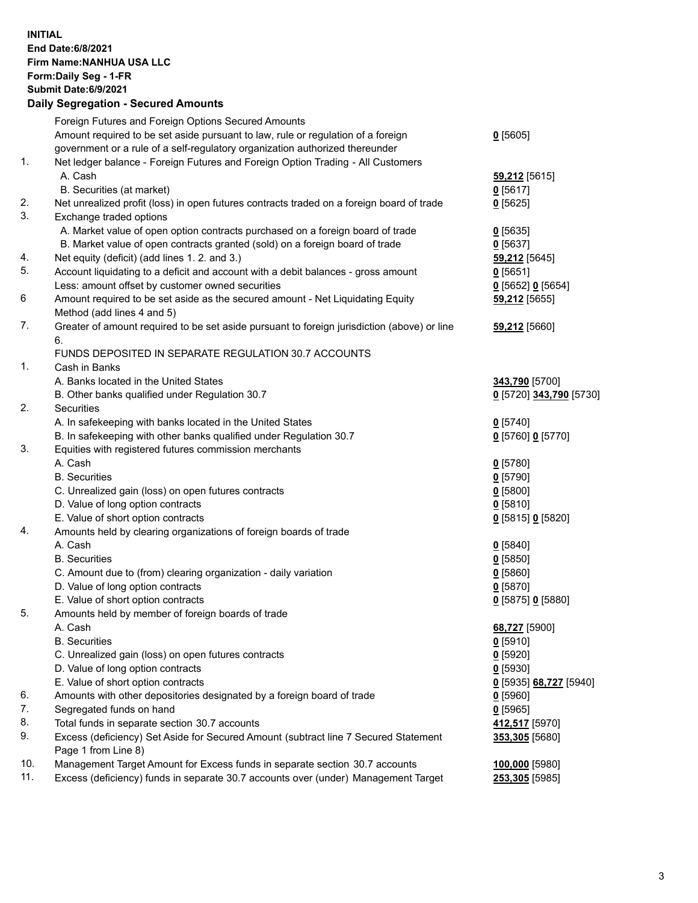**INITIAL**
**End Date:6/8/2021**
**Firm Name:NANHUA USA LLC**
**Form:Daily Seg - 1-FR**
**Submit Date:6/9/2021**

## Daily Segregation - Secured Amounts

| | | |
|---|---|---|
| | Foreign Futures and Foreign Options Secured Amounts | |
| | Amount required to be set aside pursuant to law, rule or regulation of a foreign government or a rule of a self-regulatory organization authorized thereunder | **0** [5605] |
| 1. | Net ledger balance - Foreign Futures and Foreign Option Trading - All Customers | |
| | A. Cash | **59,212** [5615] |
| | B. Securities (at market) | **0** [5617] |
| 2. | Net unrealized profit (loss) in open futures contracts traded on a foreign board of trade | **0** [5625] |
| 3. | Exchange traded options | |
| | A. Market value of open option contracts purchased on a foreign board of trade | **0** [5635] |
| | B. Market value of open contracts granted (sold) on a foreign board of trade | **0** [5637] |
| 4. | Net equity (deficit) (add lines 1. 2. and 3.) | **59,212** [5645] |
| 5. | Account liquidating to a deficit and account with a debit balances - gross amount | **0** [5651] |
| | Less: amount offset by customer owned securities | **0** [5652] **0** [5654] |
| 6 | Amount required to be set aside as the secured amount - Net Liquidating Equity Method (add lines 4 and 5) | **59,212** [5655] |
| 7. | Greater of amount required to be set aside pursuant to foreign jurisdiction (above) or line 6. | **59,212** [5660] |
| | FUNDS DEPOSITED IN SEPARATE REGULATION 30.7 ACCOUNTS | |
| 1. | Cash in Banks | |
| | A. Banks located in the United States | **343,790** [5700] |
| | B. Other banks qualified under Regulation 30.7 | **0** [5720] **343,790** [5730] |
| 2. | Securities | |
| | A. In safekeeping with banks located in the United States | **0** [5740] |
| | B. In safekeeping with other banks qualified under Regulation 30.7 | **0** [5760] **0** [5770] |
| 3. | Equities with registered futures commission merchants | |
| | A. Cash | **0** [5780] |
| | B. Securities | **0** [5790] |
| | C. Unrealized gain (loss) on open futures contracts | **0** [5800] |
| | D. Value of long option contracts | **0** [5810] |
| | E. Value of short option contracts | **0** [5815] **0** [5820] |
| 4. | Amounts held by clearing organizations of foreign boards of trade | |
| | A. Cash | **0** [5840] |
| | B. Securities | **0** [5850] |
| | C. Amount due to (from) clearing organization - daily variation | **0** [5860] |
| | D. Value of long option contracts | **0** [5870] |
| | E. Value of short option contracts | **0** [5875] **0** [5880] |
| 5. | Amounts held by member of foreign boards of trade | |
| | A. Cash | **68,727** [5900] |
| | B. Securities | **0** [5910] |
| | C. Unrealized gain (loss) on open futures contracts | **0** [5920] |
| | D. Value of long option contracts | **0** [5930] |
| | E. Value of short option contracts | **0** [5935] **68,727** [5940] |
| 6. | Amounts with other depositories designated by a foreign board of trade | **0** [5960] |
| 7. | Segregated funds on hand | **0** [5965] |
| 8. | Total funds in separate section 30.7 accounts | **412,517** [5970] |
| 9. | Excess (deficiency) Set Aside for Secured Amount (subtract line 7 Secured Statement Page 1 from Line 8) | **353,305** [5680] |
| 10. | Management Target Amount for Excess funds in separate section 30.7 accounts | **100,000** [5980] |
| 11. | Excess (deficiency) funds in separate 30.7 accounts over (under) Management Target | **253,305** [5985] |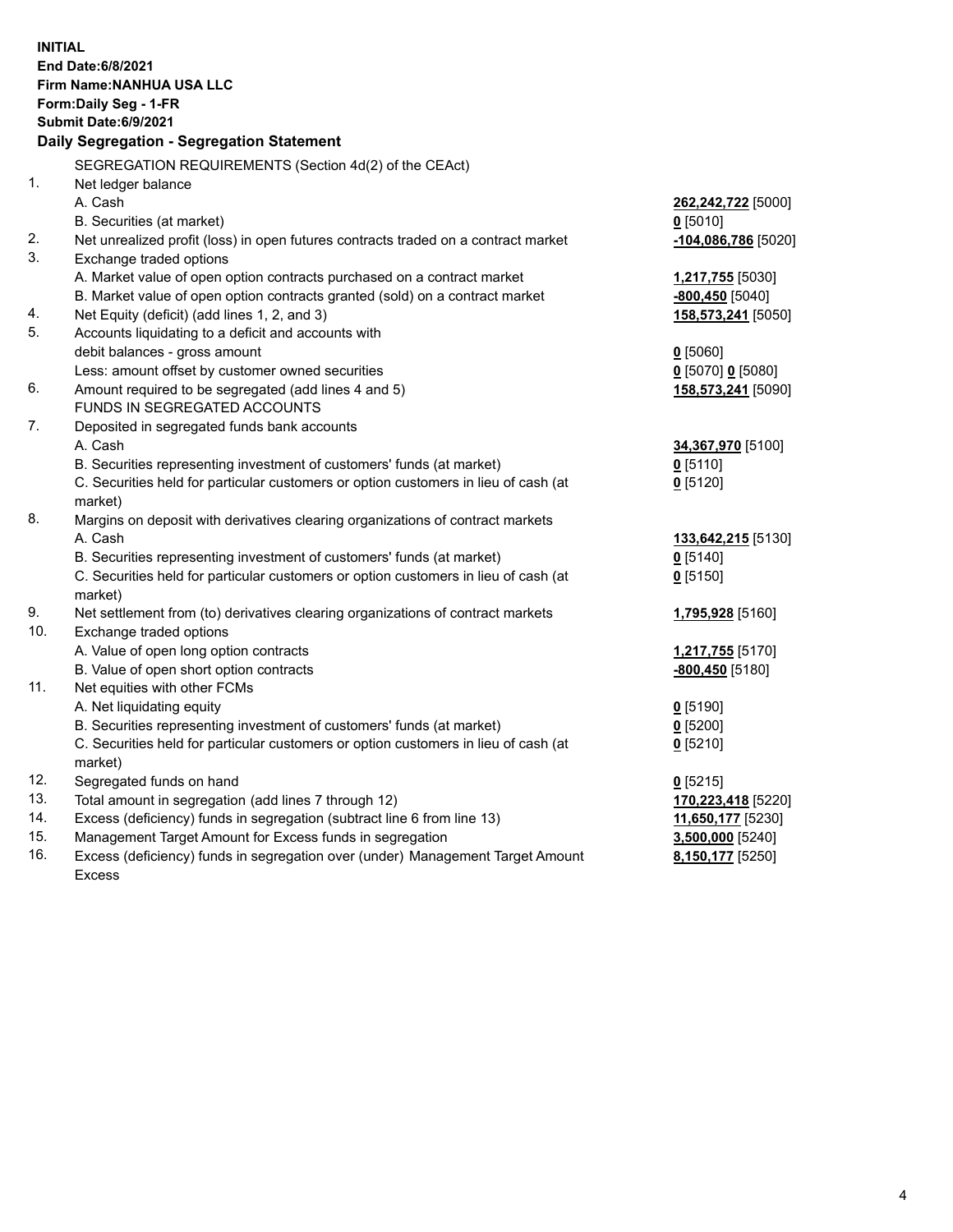**INITIAL**
**End Date:6/8/2021**
**Firm Name:NANHUA USA LLC**
**Form:Daily Seg - 1-FR**
**Submit Date:6/9/2021**

**Daily Segregation - Segregation Statement**

SEGREGATION REQUIREMENTS (Section 4d(2) of the CEAct)

| | | |
|---|---|---|
| 1. | Net ledger balance | |
| | A. Cash | **262,242,722** [5000] |
| | B. Securities (at market) | **0** [5010] |
| 2. | Net unrealized profit (loss) in open futures contracts traded on a contract market | **-104,086,786** [5020] |
| 3. | Exchange traded options | |
| | A. Market value of open option contracts purchased on a contract market | **1,217,755** [5030] |
| | B. Market value of open option contracts granted (sold) on a contract market | **-800,450** [5040] |
| 4. | Net Equity (deficit) (add lines 1, 2, and 3) | **158,573,241** [5050] |
| 5. | Accounts liquidating to a deficit and accounts with debit balances - gross amount | **0** [5060] |
| | Less: amount offset by customer owned securities | **0** [5070] **0** [5080] |
| 6. | Amount required to be segregated (add lines 4 and 5) | **158,573,241** [5090] |
| | FUNDS IN SEGREGATED ACCOUNTS | |
| 7. | Deposited in segregated funds bank accounts | |
| | A. Cash | **34,367,970** [5100] |
| | B. Securities representing investment of customers' funds (at market) | **0** [5110] |
| | C. Securities held for particular customers or option customers in lieu of cash (at market) | **0** [5120] |
| 8. | Margins on deposit with derivatives clearing organizations of contract markets | |
| | A. Cash | **133,642,215** [5130] |
| | B. Securities representing investment of customers' funds (at market) | **0** [5140] |
| | C. Securities held for particular customers or option customers in lieu of cash (at market) | **0** [5150] |
| 9. | Net settlement from (to) derivatives clearing organizations of contract markets | **1,795,928** [5160] |
| 10. | Exchange traded options | |
| | A. Value of open long option contracts | **1,217,755** [5170] |
| | B. Value of open short option contracts | **-800,450** [5180] |
| 11. | Net equities with other FCMs | |
| | A. Net liquidating equity | **0** [5190] |
| | B. Securities representing investment of customers' funds (at market) | **0** [5200] |
| | C. Securities held for particular customers or option customers in lieu of cash (at market) | **0** [5210] |
| 12. | Segregated funds on hand | **0** [5215] |
| 13. | Total amount in segregation (add lines 7 through 12) | **170,223,418** [5220] |
| 14. | Excess (deficiency) funds in segregation (subtract line 6 from line 13) | **11,650,177** [5230] |
| 15. | Management Target Amount for Excess funds in segregation | **3,500,000** [5240] |
| 16. | Excess (deficiency) funds in segregation over (under) Management Target Amount Excess | **8,150,177** [5250] |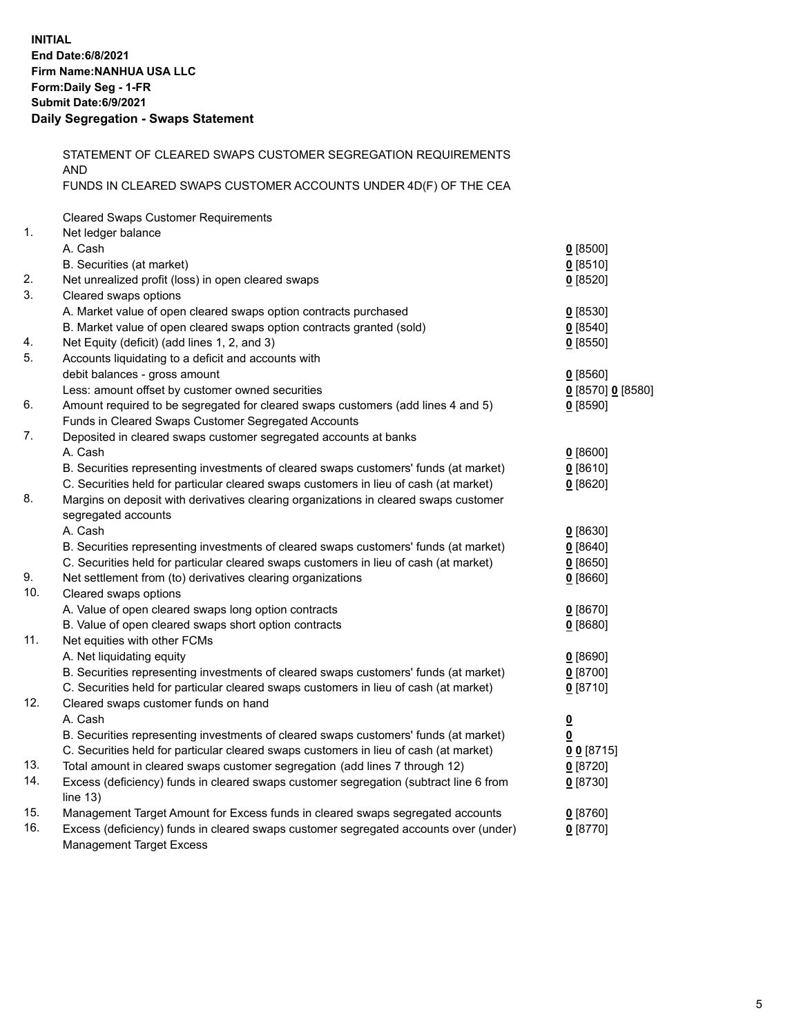**INITIAL**
**End Date:6/8/2021**
**Firm Name:NANHUA USA LLC**
**Form:Daily Seg - 1-FR**
**Submit Date:6/9/2021**
**Daily Segregation - Swaps Statement**

STATEMENT OF CLEARED SWAPS CUSTOMER SEGREGATION REQUIREMENTS AND FUNDS IN CLEARED SWAPS CUSTOMER ACCOUNTS UNDER 4D(F) OF THE CEA

| | | |
|---|---|---|
| | Cleared Swaps Customer Requirements | |
| 1. | Net ledger balance | |
| | A. Cash | 0 [8500] |
| | B. Securities (at market) | 0 [8510] |
| 2. | Net unrealized profit (loss) in open cleared swaps | 0 [8520] |
| 3. | Cleared swaps options | |
| | A. Market value of open cleared swaps option contracts purchased | 0 [8530] |
| | B. Market value of open cleared swaps option contracts granted (sold) | 0 [8540] |
| 4. | Net Equity (deficit) (add lines 1, 2, and 3) | 0 [8550] |
| 5. | Accounts liquidating to a deficit and accounts with debit balances - gross amount | 0 [8560] |
| | Less: amount offset by customer owned securities | 0 [8570] 0 [8580] |
| 6. | Amount required to be segregated for cleared swaps customers (add lines 4 and 5) | 0 [8590] |
| | Funds in Cleared Swaps Customer Segregated Accounts | |
| 7. | Deposited in cleared swaps customer segregated accounts at banks | |
| | A. Cash | 0 [8600] |
| | B. Securities representing investments of cleared swaps customers' funds (at market) | 0 [8610] |
| | C. Securities held for particular cleared swaps customers in lieu of cash (at market) | 0 [8620] |
| 8. | Margins on deposit with derivatives clearing organizations in cleared swaps customer segregated accounts | |
| | A. Cash | 0 [8630] |
| | B. Securities representing investments of cleared swaps customers' funds (at market) | 0 [8640] |
| | C. Securities held for particular cleared swaps customers in lieu of cash (at market) | 0 [8650] |
| 9. | Net settlement from (to) derivatives clearing organizations | 0 [8660] |
| 10. | Cleared swaps options | |
| | A. Value of open cleared swaps long option contracts | 0 [8670] |
| | B. Value of open cleared swaps short option contracts | 0 [8680] |
| 11. | Net equities with other FCMs | |
| | A. Net liquidating equity | 0 [8690] |
| | B. Securities representing investments of cleared swaps customers' funds (at market) | 0 [8700] |
| | C. Securities held for particular cleared swaps customers in lieu of cash (at market) | 0 [8710] |
| 12. | Cleared swaps customer funds on hand | |
| | A. Cash | 0 |
| | B. Securities representing investments of cleared swaps customers' funds (at market) | 0 |
| | C. Securities held for particular cleared swaps customers in lieu of cash (at market) | 0 0 [8715] |
| 13. | Total amount in cleared swaps customer segregation (add lines 7 through 12) | 0 [8720] |
| 14. | Excess (deficiency) funds in cleared swaps customer segregation (subtract line 6 from line 13) | 0 [8730] |
| 15. | Management Target Amount for Excess funds in cleared swaps segregated accounts | 0 [8760] |
| 16. | Excess (deficiency) funds in cleared swaps customer segregated accounts over (under) Management Target Excess | 0 [8770] |